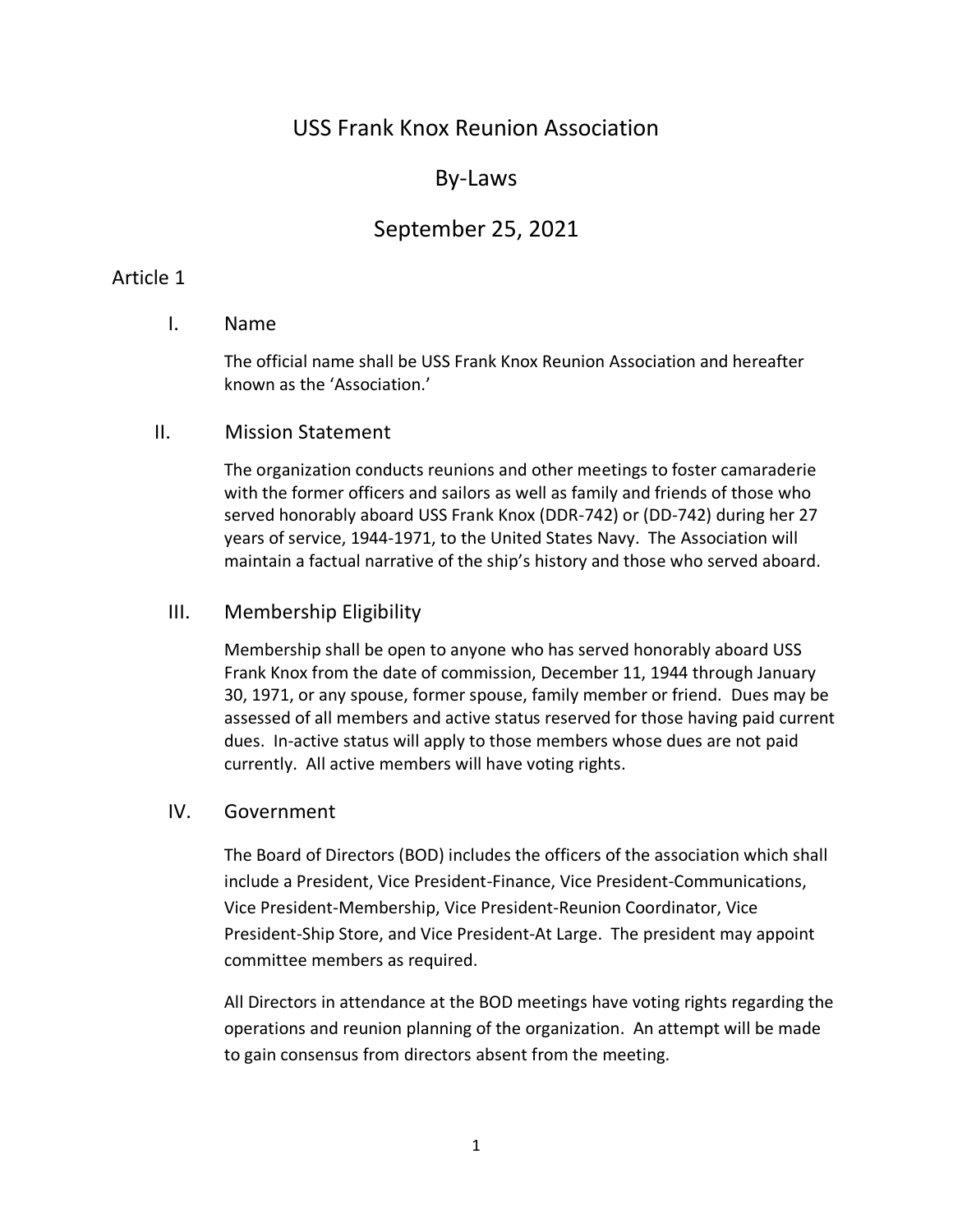# USS Frank Knox Reunion Association

# By-Laws

# September 25, 2021

## Article 1

### I. Name

The official name shall be USS Frank Knox Reunion Association and hereafter known as the 'Association.'

### II. Mission Statement

The organization conducts reunions and other meetings to foster camaraderie with the former officers and sailors as well as family and friends of those who served honorably aboard USS Frank Knox (DDR-742) or (DD-742) during her 27 years of service, 1944-1971, to the United States Navy. The Association will maintain a factual narrative of the ship's history and those who served aboard.

### III. Membership Eligibility

Membership shall be open to anyone who has served honorably aboard USS Frank Knox from the date of commission, December 11, 1944 through January 30, 1971, or any spouse, former spouse, family member or friend. Dues may be assessed of all members and active status reserved for those having paid current dues. In-active status will apply to those members whose dues are not paid currently. All active members will have voting rights.

### IV. Government

The Board of Directors (BOD) includes the officers of the association which shall include a President, Vice President-Finance, Vice President-Communications, Vice President-Membership, Vice President-Reunion Coordinator, Vice President-Ship Store, and Vice President-At Large. The president may appoint committee members as required.

All Directors in attendance at the BOD meetings have voting rights regarding the operations and reunion planning of the organization. An attempt will be made to gain consensus from directors absent from the meeting.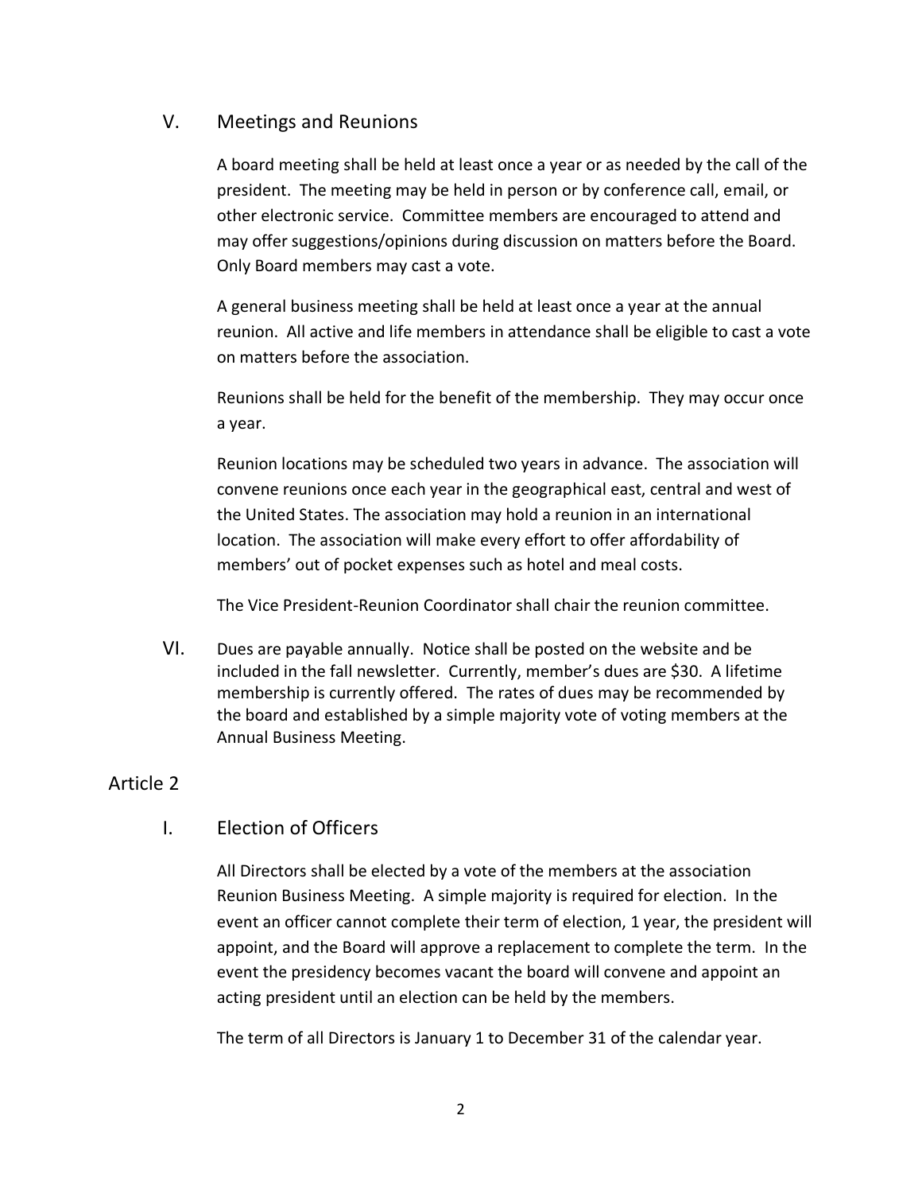## V. Meetings and Reunions

A board meeting shall be held at least once a year or as needed by the call of the president. The meeting may be held in person or by conference call, email, or other electronic service. Committee members are encouraged to attend and may offer suggestions/opinions during discussion on matters before the Board. Only Board members may cast a vote.

A general business meeting shall be held at least once a year at the annual reunion. All active and life members in attendance shall be eligible to cast a vote on matters before the association.

Reunions shall be held for the benefit of the membership. They may occur once a year.

Reunion locations may be scheduled two years in advance. The association will convene reunions once each year in the geographical east, central and west of the United States. The association may hold a reunion in an international location. The association will make every effort to offer affordability of members' out of pocket expenses such as hotel and meal costs.

The Vice President-Reunion Coordinator shall chair the reunion committee.

## VI.

Dues are payable annually. Notice shall be posted on the website and be included in the fall newsletter. Currently, member's dues are $30. A lifetime membership is currently offered. The rates of dues may be recommended by the board and established by a simple majority vote of voting members at the Annual Business Meeting.

# Article 2

## I. Election of Officers

All Directors shall be elected by a vote of the members at the association Reunion Business Meeting. A simple majority is required for election. In the event an officer cannot complete their term of election, 1 year, the president will appoint, and the Board will approve a replacement to complete the term. In the event the presidency becomes vacant the board will convene and appoint an acting president until an election can be held by the members.

The term of all Directors is January 1 to December 31 of the calendar year.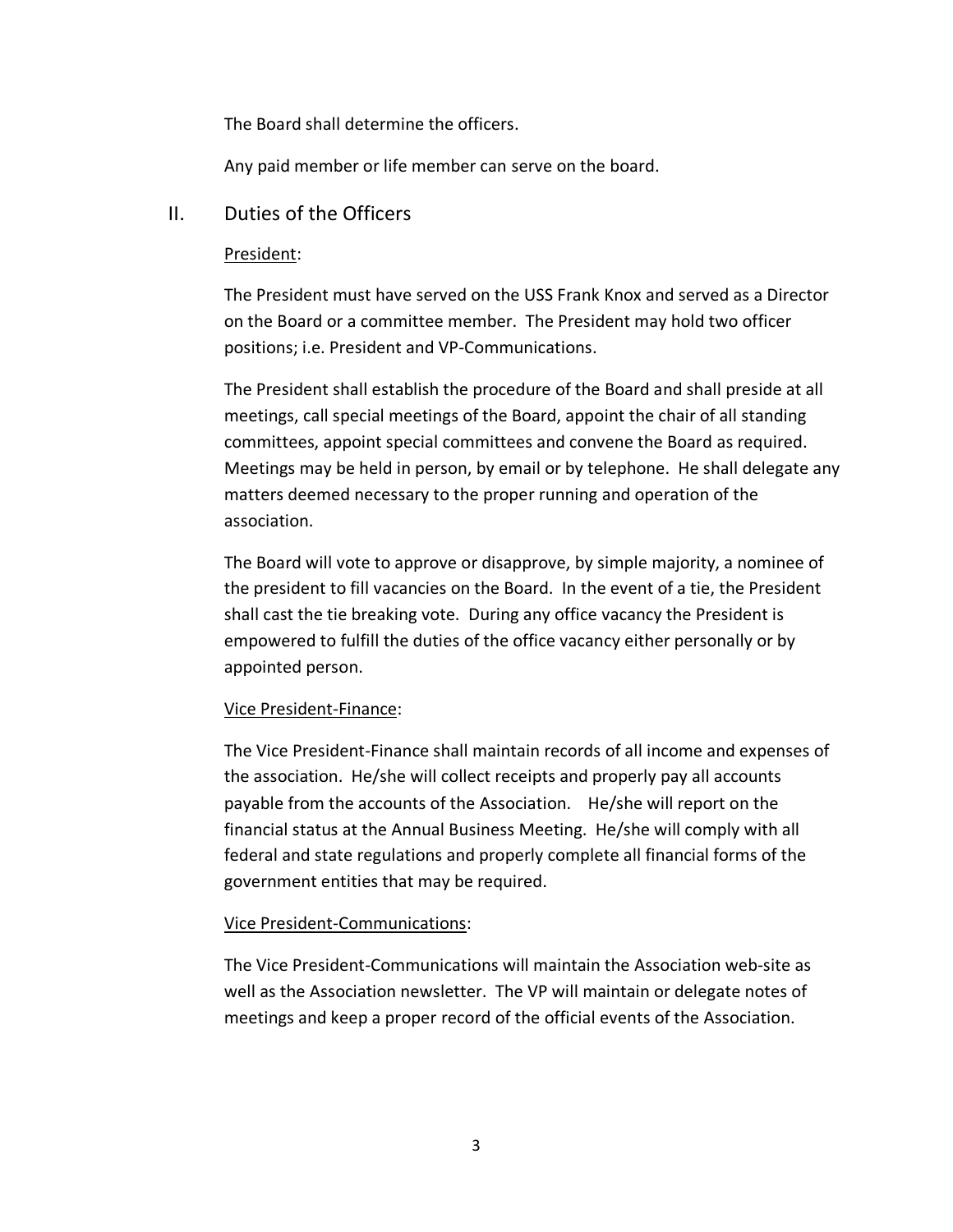The Board shall determine the officers.

Any paid member or life member can serve on the board.

## II. Duties of the Officers

President:

The President must have served on the USS Frank Knox and served as a Director on the Board or a committee member. The President may hold two officer positions; i.e. President and VP-Communications.

The President shall establish the procedure of the Board and shall preside at all meetings, call special meetings of the Board, appoint the chair of all standing committees, appoint special committees and convene the Board as required. Meetings may be held in person, by email or by telephone. He shall delegate any matters deemed necessary to the proper running and operation of the association.

The Board will vote to approve or disapprove, by simple majority, a nominee of the president to fill vacancies on the Board. In the event of a tie, the President shall cast the tie breaking vote. During any office vacancy the President is empowered to fulfill the duties of the office vacancy either personally or by appointed person.

Vice President-Finance:

The Vice President-Finance shall maintain records of all income and expenses of the association. He/she will collect receipts and properly pay all accounts payable from the accounts of the Association. He/she will report on the financial status at the Annual Business Meeting. He/she will comply with all federal and state regulations and properly complete all financial forms of the government entities that may be required.

Vice President-Communications:

The Vice President-Communications will maintain the Association web-site as well as the Association newsletter. The VP will maintain or delegate notes of meetings and keep a proper record of the official events of the Association.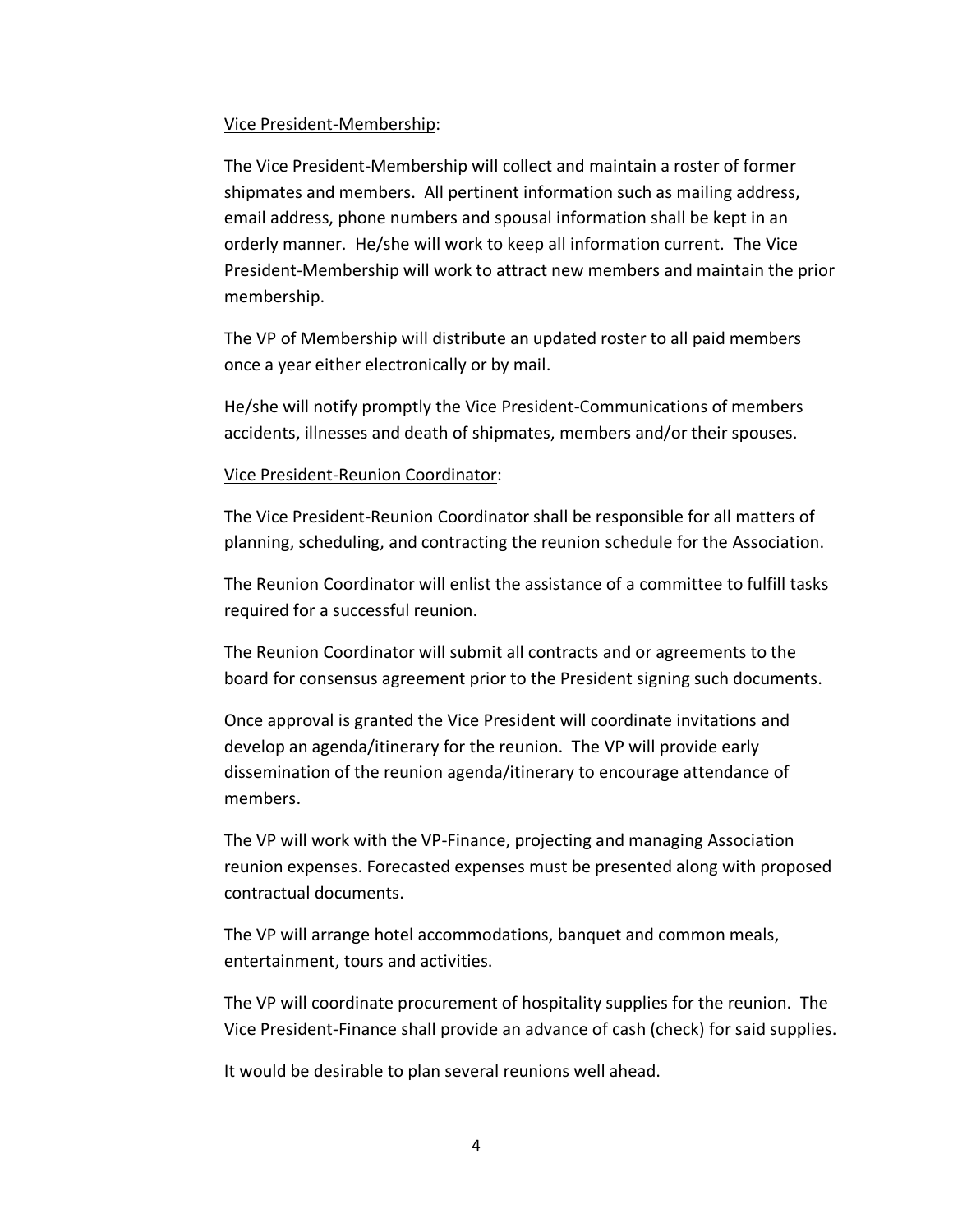<u>Vice President-Membership</u>:

The Vice President-Membership will collect and maintain a roster of former shipmates and members. All pertinent information such as mailing address, email address, phone numbers and spousal information shall be kept in an orderly manner. He/she will work to keep all information current. The Vice President-Membership will work to attract new members and maintain the prior membership.

The VP of Membership will distribute an updated roster to all paid members once a year either electronically or by mail.

He/she will notify promptly the Vice President-Communications of members accidents, illnesses and death of shipmates, members and/or their spouses.

<u>Vice President-Reunion Coordinator</u>:

The Vice President-Reunion Coordinator shall be responsible for all matters of planning, scheduling, and contracting the reunion schedule for the Association.

The Reunion Coordinator will enlist the assistance of a committee to fulfill tasks required for a successful reunion.

The Reunion Coordinator will submit all contracts and or agreements to the board for consensus agreement prior to the President signing such documents.

Once approval is granted the Vice President will coordinate invitations and develop an agenda/itinerary for the reunion. The VP will provide early dissemination of the reunion agenda/itinerary to encourage attendance of members.

The VP will work with the VP-Finance, projecting and managing Association reunion expenses. Forecasted expenses must be presented along with proposed contractual documents.

The VP will arrange hotel accommodations, banquet and common meals, entertainment, tours and activities.

The VP will coordinate procurement of hospitality supplies for the reunion. The Vice President-Finance shall provide an advance of cash (check) for said supplies.

It would be desirable to plan several reunions well ahead.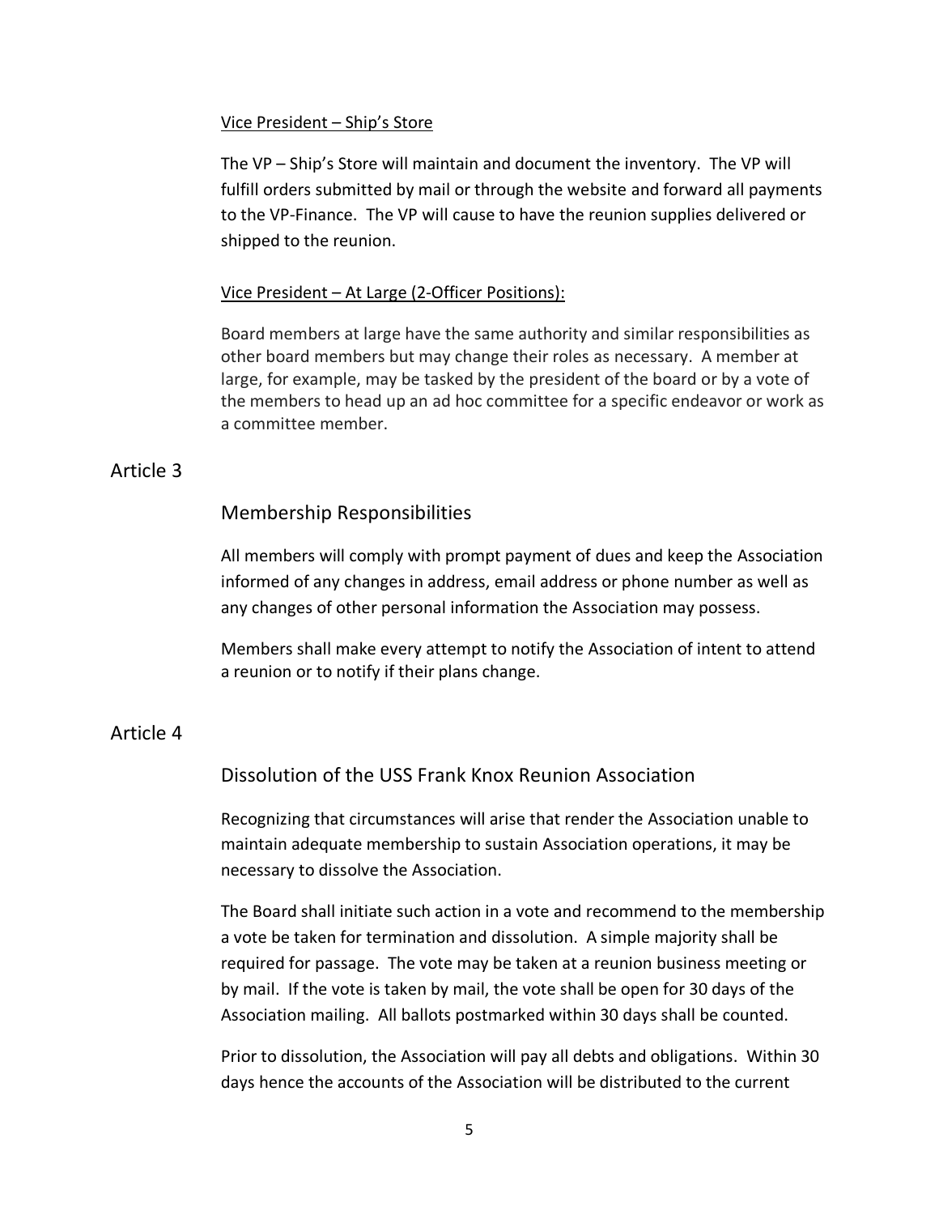Vice President – Ship's Store

The VP – Ship's Store will maintain and document the inventory. The VP will fulfill orders submitted by mail or through the website and forward all payments to the VP-Finance. The VP will cause to have the reunion supplies delivered or shipped to the reunion.

Vice President – At Large (2-Officer Positions):

Board members at large have the same authority and similar responsibilities as other board members but may change their roles as necessary. A member at large, for example, may be tasked by the president of the board or by a vote of the members to head up an ad hoc committee for a specific endeavor or work as a committee member.

## Article 3

### Membership Responsibilities

All members will comply with prompt payment of dues and keep the Association informed of any changes in address, email address or phone number as well as any changes of other personal information the Association may possess.

Members shall make every attempt to notify the Association of intent to attend a reunion or to notify if their plans change.

## Article 4

### Dissolution of the USS Frank Knox Reunion Association

Recognizing that circumstances will arise that render the Association unable to maintain adequate membership to sustain Association operations, it may be necessary to dissolve the Association.

The Board shall initiate such action in a vote and recommend to the membership a vote be taken for termination and dissolution. A simple majority shall be required for passage. The vote may be taken at a reunion business meeting or by mail. If the vote is taken by mail, the vote shall be open for 30 days of the Association mailing. All ballots postmarked within 30 days shall be counted.

Prior to dissolution, the Association will pay all debts and obligations. Within 30 days hence the accounts of the Association will be distributed to the current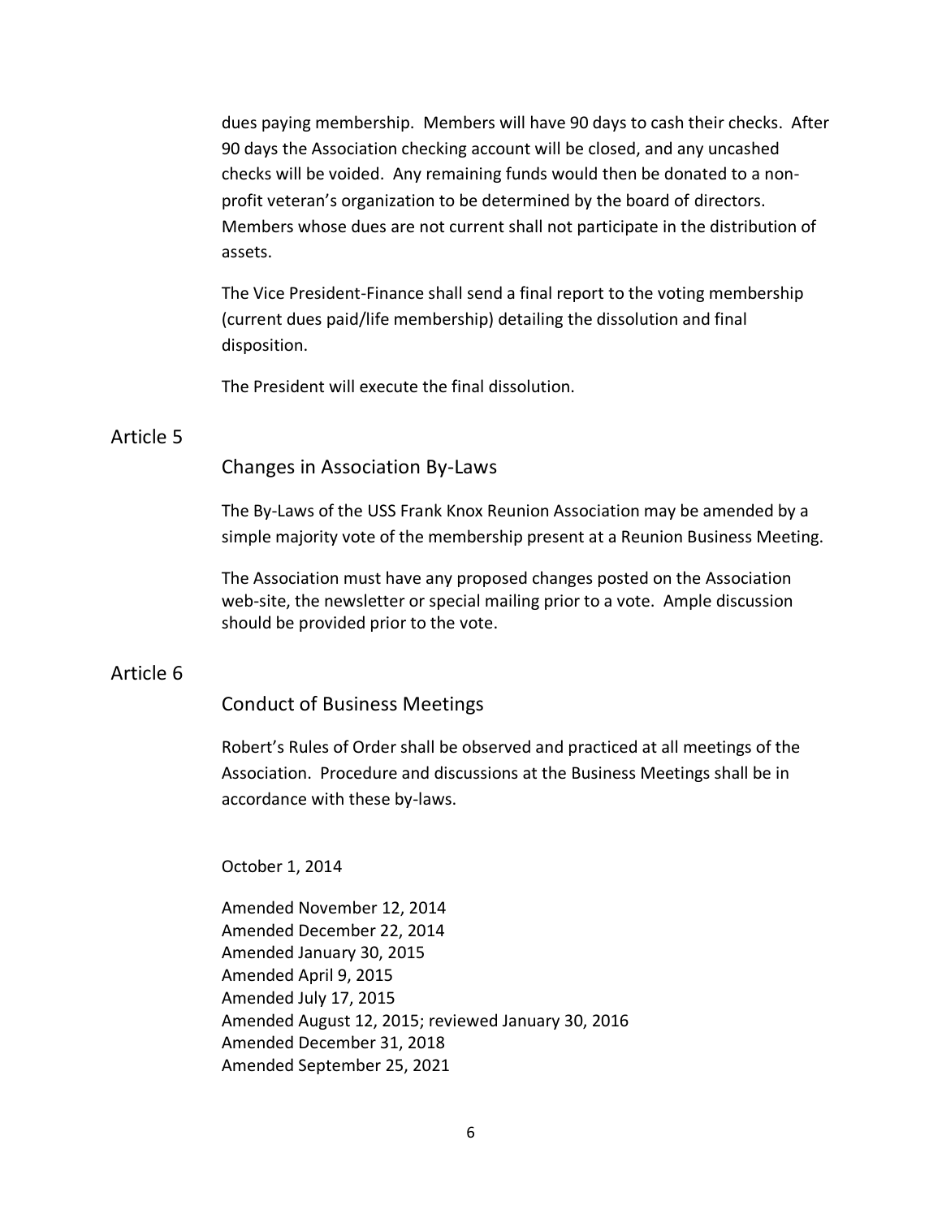dues paying membership. Members will have 90 days to cash their checks. After 90 days the Association checking account will be closed, and any uncashed checks will be voided. Any remaining funds would then be donated to a non-profit veteran's organization to be determined by the board of directors. Members whose dues are not current shall not participate in the distribution of assets.

The Vice President-Finance shall send a final report to the voting membership (current dues paid/life membership) detailing the dissolution and final disposition.

The President will execute the final dissolution.

## Article 5

### Changes in Association By-Laws

The By-Laws of the USS Frank Knox Reunion Association may be amended by a simple majority vote of the membership present at a Reunion Business Meeting.

The Association must have any proposed changes posted on the Association web-site, the newsletter or special mailing prior to a vote. Ample discussion should be provided prior to the vote.

## Article 6

### Conduct of Business Meetings

Robert's Rules of Order shall be observed and practiced at all meetings of the Association. Procedure and discussions at the Business Meetings shall be in accordance with these by-laws.

October 1, 2014

Amended November 12, 2014
Amended December 22, 2014
Amended January 30, 2015
Amended April 9, 2015
Amended July 17, 2015
Amended August 12, 2015; reviewed January 30, 2016
Amended December 31, 2018
Amended September 25, 2021